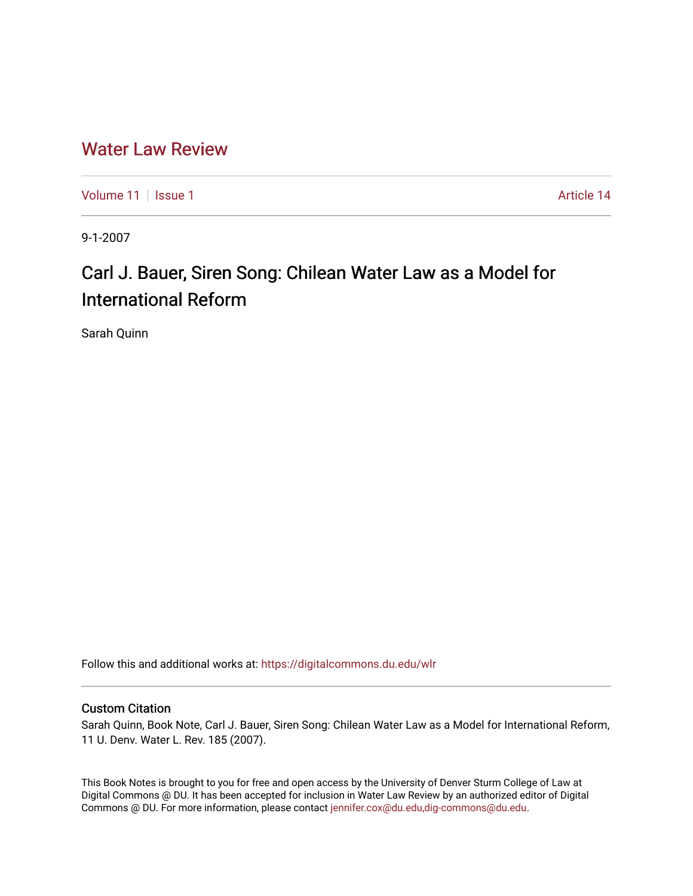# Water Law Review

Volume 11 | Issue 1 | Article 14

9-1-2007

## Carl J. Bauer, Siren Song: Chilean Water Law as a Model for International Reform

Sarah Quinn

Follow this and additional works at: https://digitalcommons.du.edu/wlr

### Custom Citation

Sarah Quinn, Book Note, Carl J. Bauer, Siren Song: Chilean Water Law as a Model for International Reform, 11 U. Denv. Water L. Rev. 185 (2007).

This Book Notes is brought to you for free and open access by the University of Denver Sturm College of Law at Digital Commons @ DU. It has been accepted for inclusion in Water Law Review by an authorized editor of Digital Commons @ DU. For more information, please contact jennifer.cox@du.edu,dig-commons@du.edu.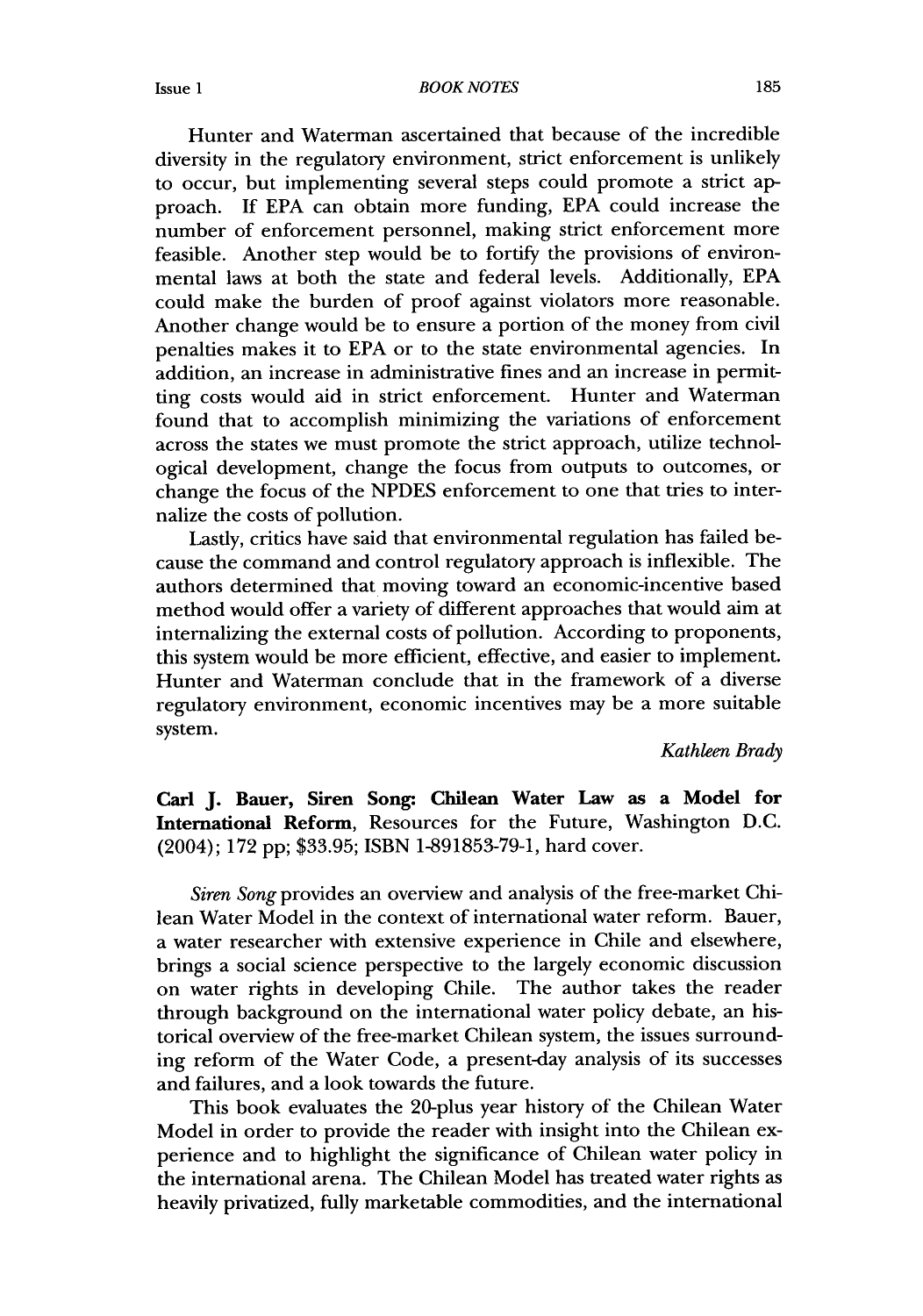Hunter and Waterman ascertained that because of the incredible diversity in the regulatory environment, strict enforcement is unlikely to occur, but implementing several steps could promote a strict approach. If EPA can obtain more funding, EPA could increase the number of enforcement personnel, making strict enforcement more feasible. Another step would be to fortify the provisions of environmental laws at both the state and federal levels. Additionally, EPA could make the burden of proof against violators more reasonable. Another change would be to ensure a portion of the money from civil penalties makes it to EPA or to the state environmental agencies. In addition, an increase in administrative fines and an increase in permitting costs would aid in strict enforcement. Hunter and Waterman found that to accomplish minimizing the variations of enforcement across the states we must promote the strict approach, utilize technological development, change the focus from outputs to outcomes, or change the focus of the NPDES enforcement to one that tries to internalize the costs of pollution.

Lastly, critics have said that environmental regulation has failed because the command and control regulatory approach is inflexible. The authors determined that moving toward an economic-incentive based method would offer a variety of different approaches that would aim at internalizing the external costs of pollution. According to proponents, this system would be more efficient, effective, and easier to implement. Hunter and Waterman conclude that in the framework of a diverse regulatory environment, economic incentives may be a more suitable system.

*Kathleen Brady*

**Carl J. Bauer, Siren Song: Chilean Water Law as a Model for International Reform**, Resources for the Future, Washington D.C. (2004); 172 pp; $33.95; ISBN 1-891853-79-1, hard cover.

*Siren Song* provides an overview and analysis of the free-market Chilean Water Model in the context of international water reform. Bauer, a water researcher with extensive experience in Chile and elsewhere, brings a social science perspective to the largely economic discussion on water rights in developing Chile. The author takes the reader through background on the international water policy debate, an historical overview of the free-market Chilean system, the issues surrounding reform of the Water Code, a present-day analysis of its successes and failures, and a look towards the future.

This book evaluates the 20-plus year history of the Chilean Water Model in order to provide the reader with insight into the Chilean experience and to highlight the significance of Chilean water policy in the international arena. The Chilean Model has treated water rights as heavily privatized, fully marketable commodities, and the international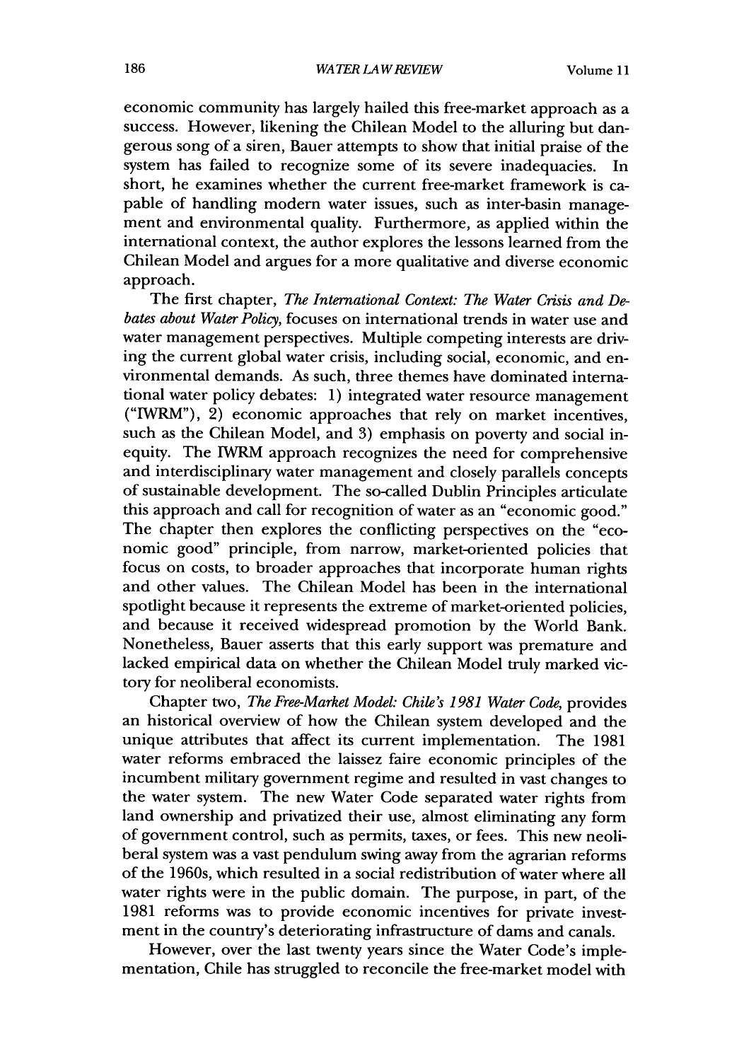economic community has largely hailed this free-market approach as a success. However, likening the Chilean Model to the alluring but dangerous song of a siren, Bauer attempts to show that initial praise of the system has failed to recognize some of its severe inadequacies. In short, he examines whether the current free-market framework is capable of handling modern water issues, such as inter-basin management and environmental quality. Furthermore, as applied within the international context, the author explores the lessons learned from the Chilean Model and argues for a more qualitative and diverse economic approach.

The first chapter, *The International Context: The Water Crisis and Debates about Water Policy*, focuses on international trends in water use and water management perspectives. Multiple competing interests are driving the current global water crisis, including social, economic, and environmental demands. As such, three themes have dominated international water policy debates: 1) integrated water resource management ("IWRM"), 2) economic approaches that rely on market incentives, such as the Chilean Model, and 3) emphasis on poverty and social inequity. The IWRM approach recognizes the need for comprehensive and interdisciplinary water management and closely parallels concepts of sustainable development. The so-called Dublin Principles articulate this approach and call for recognition of water as an "economic good." The chapter then explores the conflicting perspectives on the "economic good" principle, from narrow, market-oriented policies that focus on costs, to broader approaches that incorporate human rights and other values. The Chilean Model has been in the international spotlight because it represents the extreme of market-oriented policies, and because it received widespread promotion by the World Bank. Nonetheless, Bauer asserts that this early support was premature and lacked empirical data on whether the Chilean Model truly marked victory for neoliberal economists.

Chapter two, *The Free-Market Model: Chile's 1981 Water Code*, provides an historical overview of how the Chilean system developed and the unique attributes that affect its current implementation. The 1981 water reforms embraced the laissez faire economic principles of the incumbent military government regime and resulted in vast changes to the water system. The new Water Code separated water rights from land ownership and privatized their use, almost eliminating any form of government control, such as permits, taxes, or fees. This new neoliberal system was a vast pendulum swing away from the agrarian reforms of the 1960s, which resulted in a social redistribution of water where all water rights were in the public domain. The purpose, in part, of the 1981 reforms was to provide economic incentives for private investment in the country's deteriorating infrastructure of dams and canals.

However, over the last twenty years since the Water Code's implementation, Chile has struggled to reconcile the free-market model with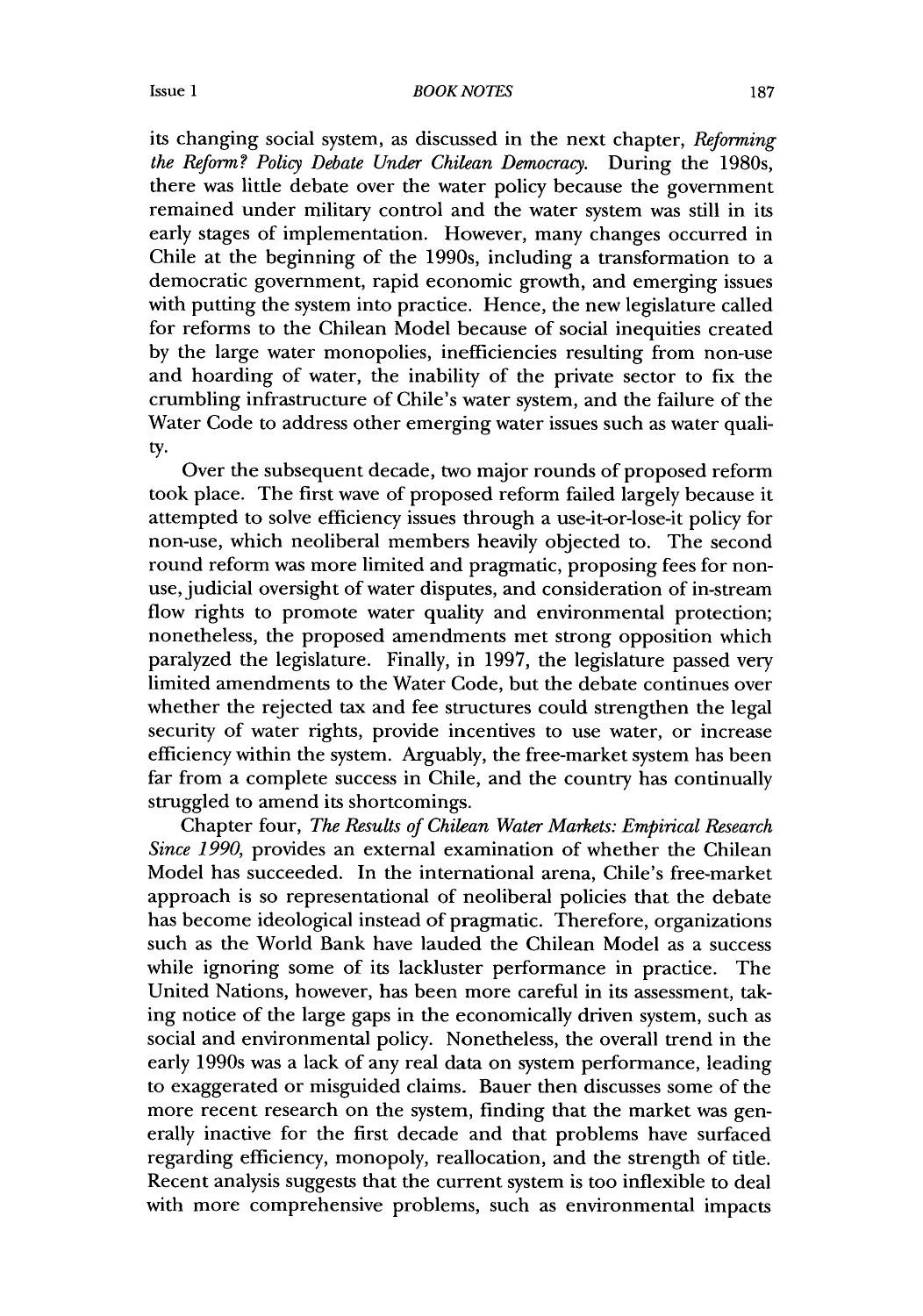its changing social system, as discussed in the next chapter, *Reforming the Reform? Policy Debate Under Chilean Democracy*. During the 1980s, there was little debate over the water policy because the government remained under military control and the water system was still in its early stages of implementation. However, many changes occurred in Chile at the beginning of the 1990s, including a transformation to a democratic government, rapid economic growth, and emerging issues with putting the system into practice. Hence, the new legislature called for reforms to the Chilean Model because of social inequities created by the large water monopolies, inefficiencies resulting from non-use and hoarding of water, the inability of the private sector to fix the crumbling infrastructure of Chile's water system, and the failure of the Water Code to address other emerging water issues such as water quality.

Over the subsequent decade, two major rounds of proposed reform took place. The first wave of proposed reform failed largely because it attempted to solve efficiency issues through a use-it-or-lose-it policy for non-use, which neoliberal members heavily objected to. The second round reform was more limited and pragmatic, proposing fees for non-use, judicial oversight of water disputes, and consideration of in-stream flow rights to promote water quality and environmental protection; nonetheless, the proposed amendments met strong opposition which paralyzed the legislature. Finally, in 1997, the legislature passed very limited amendments to the Water Code, but the debate continues over whether the rejected tax and fee structures could strengthen the legal security of water rights, provide incentives to use water, or increase efficiency within the system. Arguably, the free-market system has been far from a complete success in Chile, and the country has continually struggled to amend its shortcomings.

Chapter four, *The Results of Chilean Water Markets: Empirical Research Since 1990*, provides an external examination of whether the Chilean Model has succeeded. In the international arena, Chile's free-market approach is so representational of neoliberal policies that the debate has become ideological instead of pragmatic. Therefore, organizations such as the World Bank have lauded the Chilean Model as a success while ignoring some of its lackluster performance in practice. The United Nations, however, has been more careful in its assessment, taking notice of the large gaps in the economically driven system, such as social and environmental policy. Nonetheless, the overall trend in the early 1990s was a lack of any real data on system performance, leading to exaggerated or misguided claims. Bauer then discusses some of the more recent research on the system, finding that the market was generally inactive for the first decade and that problems have surfaced regarding efficiency, monopoly, reallocation, and the strength of title. Recent analysis suggests that the current system is too inflexible to deal with more comprehensive problems, such as environmental impacts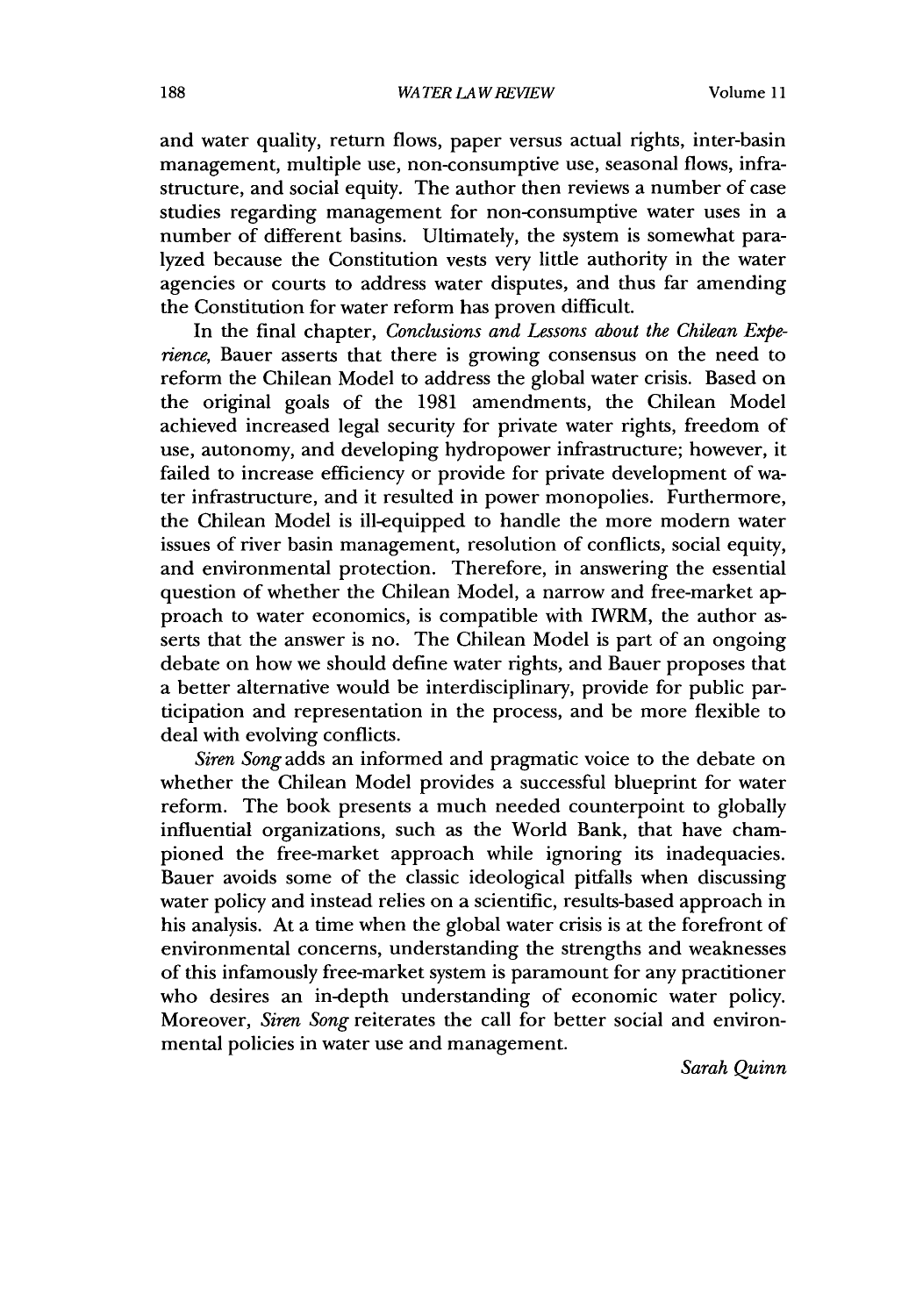and water quality, return flows, paper versus actual rights, inter-basin management, multiple use, non-consumptive use, seasonal flows, infrastructure, and social equity. The author then reviews a number of case studies regarding management for non-consumptive water uses in a number of different basins. Ultimately, the system is somewhat paralyzed because the Constitution vests very little authority in the water agencies or courts to address water disputes, and thus far amending the Constitution for water reform has proven difficult.

In the final chapter, *Conclusions and Lessons about the Chilean Experience*, Bauer asserts that there is growing consensus on the need to reform the Chilean Model to address the global water crisis. Based on the original goals of the 1981 amendments, the Chilean Model achieved increased legal security for private water rights, freedom of use, autonomy, and developing hydropower infrastructure; however, it failed to increase efficiency or provide for private development of water infrastructure, and it resulted in power monopolies. Furthermore, the Chilean Model is ill-equipped to handle the more modern water issues of river basin management, resolution of conflicts, social equity, and environmental protection. Therefore, in answering the essential question of whether the Chilean Model, a narrow and free-market approach to water economics, is compatible with IWRM, the author asserts that the answer is no. The Chilean Model is part of an ongoing debate on how we should define water rights, and Bauer proposes that a better alternative would be interdisciplinary, provide for public participation and representation in the process, and be more flexible to deal with evolving conflicts.

*Siren Song* adds an informed and pragmatic voice to the debate on whether the Chilean Model provides a successful blueprint for water reform. The book presents a much needed counterpoint to globally influential organizations, such as the World Bank, that have championed the free-market approach while ignoring its inadequacies. Bauer avoids some of the classic ideological pitfalls when discussing water policy and instead relies on a scientific, results-based approach in his analysis. At a time when the global water crisis is at the forefront of environmental concerns, understanding the strengths and weaknesses of this infamously free-market system is paramount for any practitioner who desires an in-depth understanding of economic water policy. Moreover, *Siren Song* reiterates the call for better social and environmental policies in water use and management.

*Sarah Quinn*